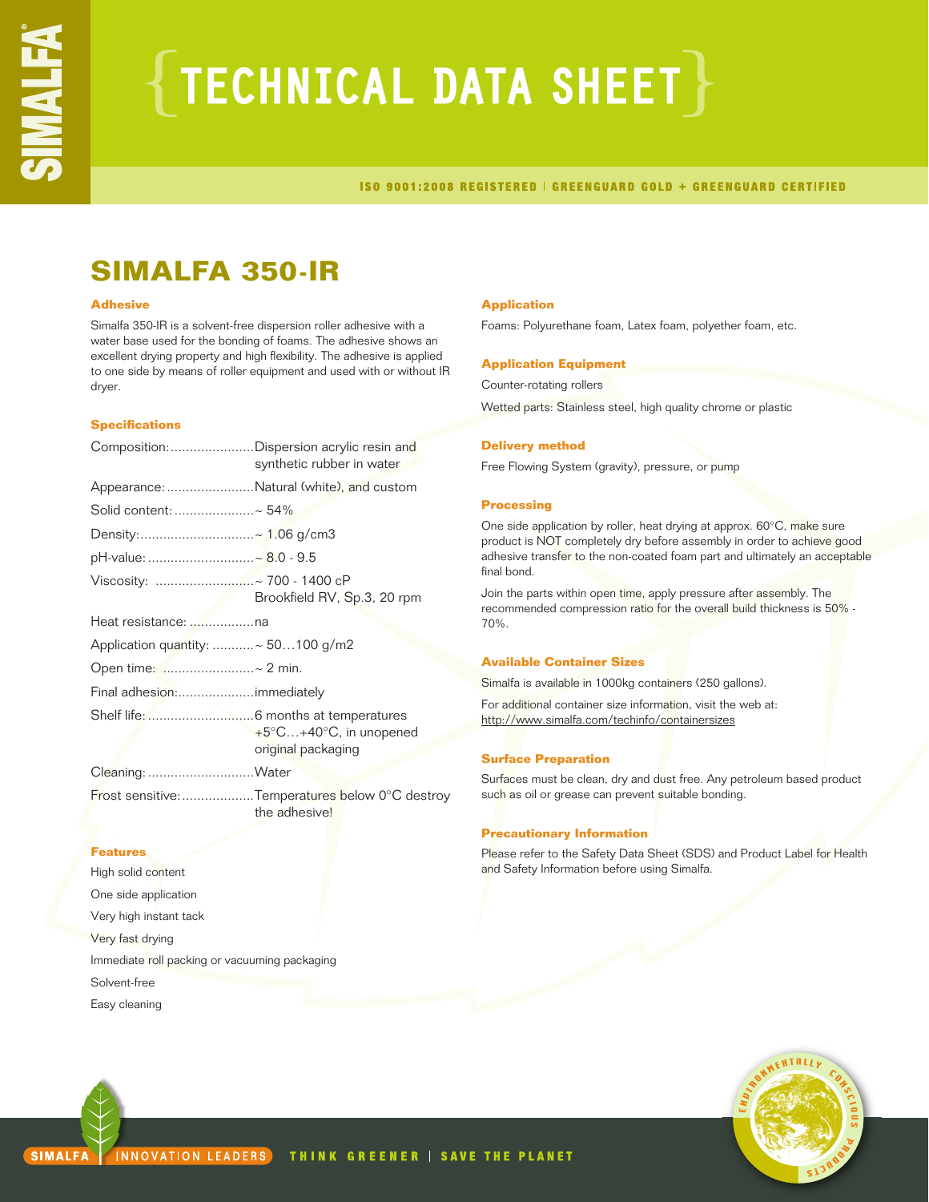# TECHNICAL DATA SHEET

ISO 9001:2008 REGISTERED | GREENGUARD GOLD + GREENGUARD CERTIFIED

## SIMALFA 350-IR

### Adhesive

Simalfa 350-IR is a solvent-free dispersion roller adhesive with a water base used for the bonding of foams. The adhesive shows an excellent drying property and high flexibility. The adhesive is applied to one side by means of roller equipment and used with or without IR dryer.

### Specifications

| | |
|---|---|
| Composition: | Dispersion acrylic resin and synthetic rubber in water |
| Appearance: | Natural (white), and custom |
| Solid content: | ~ 54% |
| Density: | ~ 1.06 g/cm3 |
| pH-value: | ~ 8.0 - 9.5 |
| Viscosity: | ~ 700 - 1400 cP Brookfield RV, Sp.3, 20 rpm |
| Heat resistance: | na |
| Application quantity: | ~ 50…100 g/m2 |
| Open time: | ~ 2 min. |
| Final adhesion: | immediately |
| Shelf life: | 6 months at temperatures +5°C…+40°C, in unopened original packaging |
| Cleaning: | Water |
| Frost sensitive: | Temperatures below 0°C destroy the adhesive! |

### Features

High solid content

One side application

Very high instant tack

Very fast drying

Immediate roll packing or vacuuming packaging

Solvent-free

Easy cleaning

### Application

Foams: Polyurethane foam, Latex foam, polyether foam, etc.

### Application Equipment

Counter-rotating rollers

Wetted parts: Stainless steel, high quality chrome or plastic

### Delivery method

Free Flowing System (gravity), pressure, or pump

### Processing

One side application by roller, heat drying at approx. 60°C, make sure product is NOT completely dry before assembly in order to achieve good adhesive transfer to the non-coated foam part and ultimately an acceptable final bond.

Join the parts within open time, apply pressure after assembly. The recommended compression ratio for the overall build thickness is 50% - 70%.

### Available Container Sizes

Simalfa is available in 1000kg containers (250 gallons).

For additional container size information, visit the web at: http://www.simalfa.com/techinfo/containersizes

### Surface Preparation

Surfaces must be clean, dry and dust free. Any petroleum based product such as oil or grease can prevent suitable bonding.

### Precautionary Information

Please refer to the Safety Data Sheet (SDS) and Product Label for Health and Safety Information before using Simalfa.

SIMALFA | INNOVATION LEADERS THINK GREENER | SAVE THE PLANET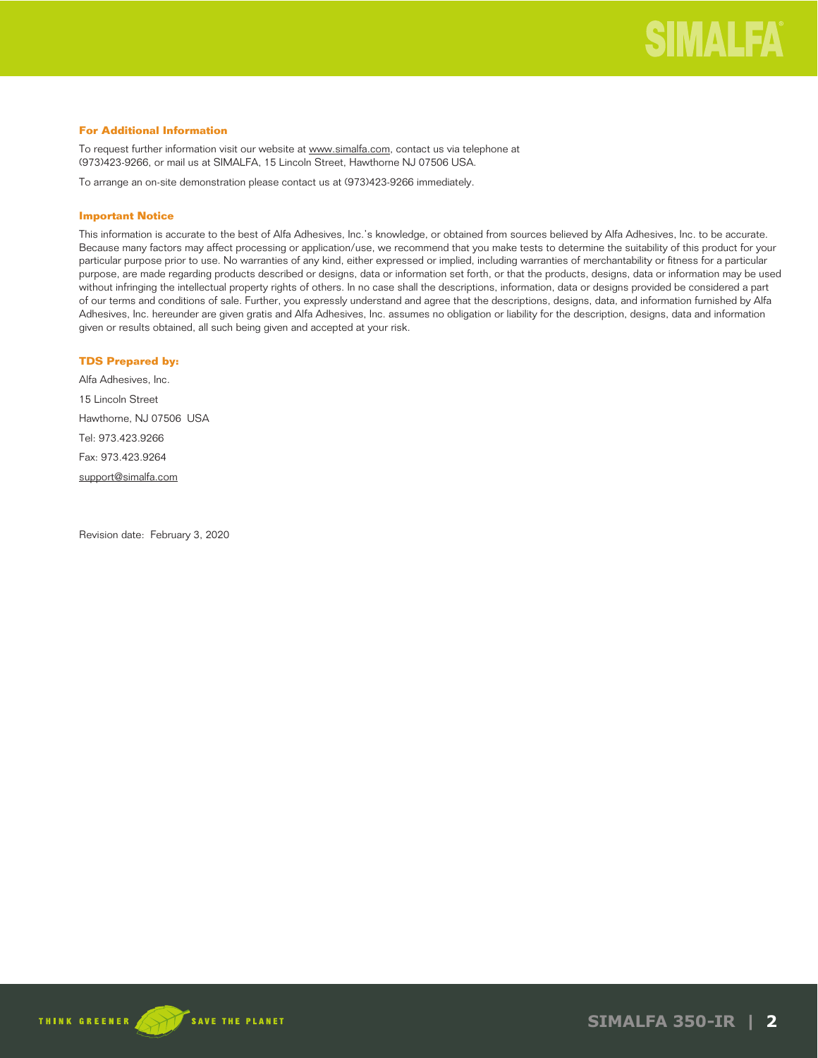## For Additional Information

To request further information visit our website at www.simalfa.com, contact us via telephone at (973)423-9266, or mail us at SIMALFA, 15 Lincoln Street, Hawthorne NJ 07506 USA.

To arrange an on-site demonstration please contact us at (973)423-9266 immediately.

## Important Notice

This information is accurate to the best of Alfa Adhesives, Inc.'s knowledge, or obtained from sources believed by Alfa Adhesives, Inc. to be accurate. Because many factors may affect processing or application/use, we recommend that you make tests to determine the suitability of this product for your particular purpose prior to use. No warranties of any kind, either expressed or implied, including warranties of merchantability or fitness for a particular purpose, are made regarding products described or designs, data or information set forth, or that the products, designs, data or information may be used without infringing the intellectual property rights of others. In no case shall the descriptions, information, data or designs provided be considered a part of our terms and conditions of sale. Further, you expressly understand and agree that the descriptions, designs, data, and information furnished by Alfa Adhesives, Inc. hereunder are given gratis and Alfa Adhesives, Inc. assumes no obligation or liability for the description, designs, data and information given or results obtained, all such being given and accepted at your risk.

## TDS Prepared by:

Alfa Adhesives, Inc.

15 Lincoln Street

Hawthorne, NJ 07506 USA

Tel: 973.423.9266

Fax: 973.423.9264

support@simalfa.com

Revision date: February 3, 2020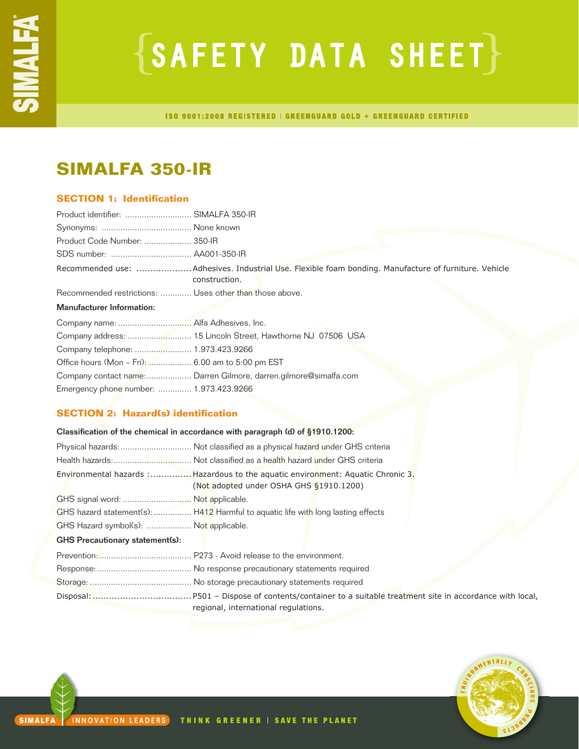# SAFETY DATA SHEET

ISO 9001:2008 REGISTERED | GREENGUARD GOLD + GREENGUARD CERTIFIED

## SIMALFA 350-IR

### SECTION 1: Identification

Product identifier: ............................ SIMALFA 350-IR
Synonyms: ...................................... None known
Product Code Number: .................... 350-IR
SDS number: .................................. AA001-350-IR
Recommended use: .................... Adhesives. Industrial Use. Flexible foam bonding. Manufacture of furniture. Vehicle construction.
Recommended restrictions: ............. Uses other than those above.

**Manufacturer Information:**

Company name: ............................... Alfa Adhesives, Inc.
Company address: ........................... 15 Lincoln Street, Hawthorne NJ 07506 USA
Company telephone: ........................ 1.973.423.9266
Office hours (Mon – Fri): .................. 6.00 am to 5:00 pm EST
Company contact name:................... Darren Gilmore, darren.gilmore@simalfa.com
Emergency phone number: .............. 1.973.423.9266

### SECTION 2: Hazard(s) identification

**Classification of the chemical in accordance with paragraph (d) of §1910.1200:**

Physical hazards:.............................. Not classified as a physical hazard under GHS criteria
Health hazards:................................. Not classified as a health hazard under GHS criteria
Environmental hazards :............... Hazardous to the aquatic environment: Aquatic Chronic 3. (Not adopted under OSHA GHS §1910.1200)
GHS signal word: ............................. Not applicable.
GHS hazard statement(s):................ H412 Harmful to aquatic life with long lasting effects
GHS Hazard symbol(s): ................... Not applicable.

**GHS Precautionary statement(s):**

Prevention:....................................... P273 - Avoid release to the environment.
Response:........................................ No response precautionary statements required
Storage: ........................................... No storage precautionary statements required
Disposal:.................................... P501 – Dispose of contents/container to a suitable treatment site in accordance with local, regional, international regulations.

SIMALFA | INNOVATION LEADERS THINK GREENER | SAVE THE PLANET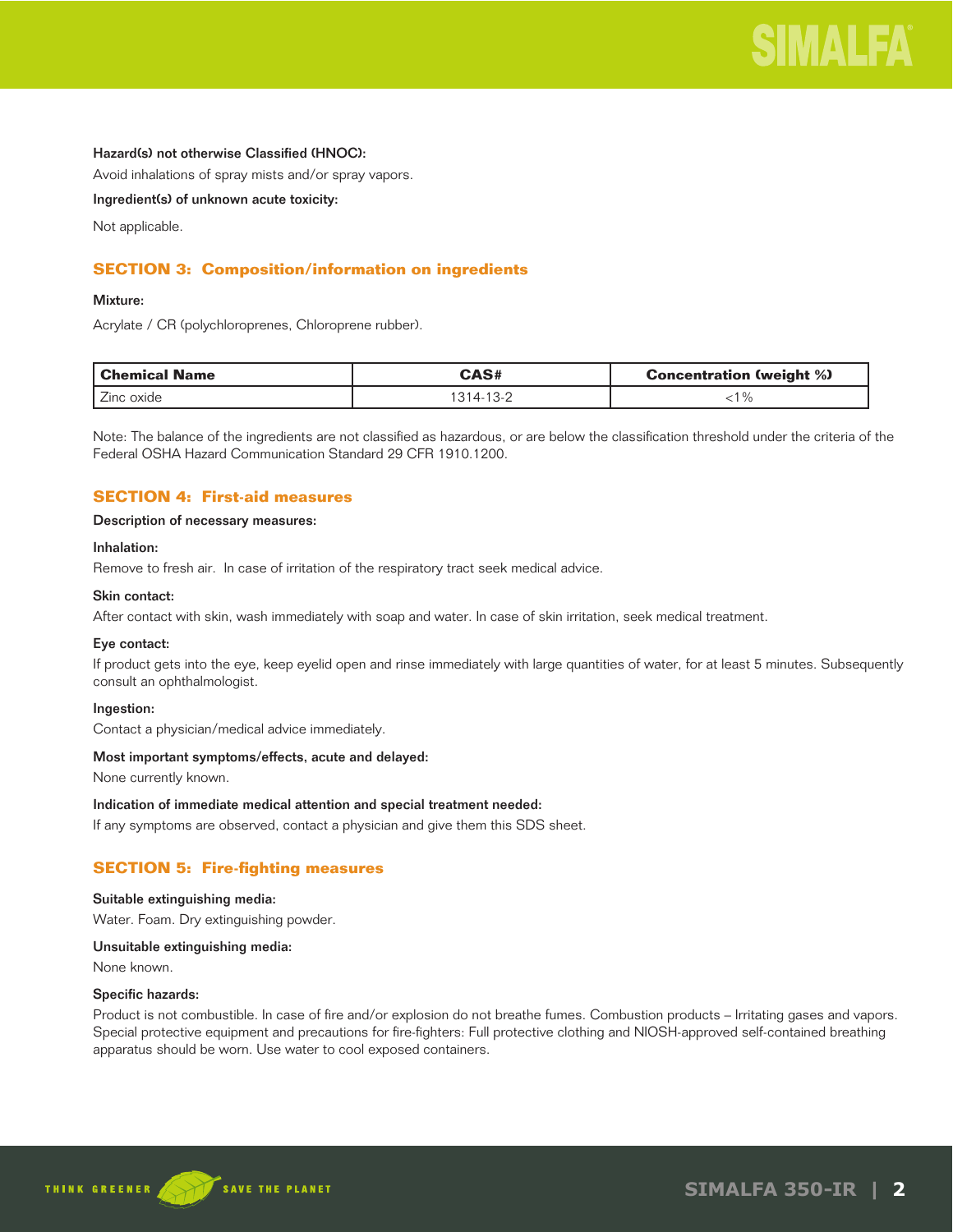**Hazard(s) not otherwise Classified (HNOC):**

Avoid inhalations of spray mists and/or spray vapors.

**Ingredient(s) of unknown acute toxicity:**

Not applicable.

## SECTION 3: Composition/information on ingredients

**Mixture:**

Acrylate / CR (polychloroprenes, Chloroprene rubber).

| Chemical Name | CAS# | Concentration (weight %) |
| --- | --- | --- |
| Zinc oxide | 1314-13-2 | <1% |

Note: The balance of the ingredients are not classified as hazardous, or are below the classification threshold under the criteria of the Federal OSHA Hazard Communication Standard 29 CFR 1910.1200.

## SECTION 4: First-aid measures

**Description of necessary measures:**

**Inhalation:**

Remove to fresh air. In case of irritation of the respiratory tract seek medical advice.

**Skin contact:**

After contact with skin, wash immediately with soap and water. In case of skin irritation, seek medical treatment.

**Eye contact:**

If product gets into the eye, keep eyelid open and rinse immediately with large quantities of water, for at least 5 minutes. Subsequently consult an ophthalmologist.

**Ingestion:**

Contact a physician/medical advice immediately.

**Most important symptoms/effects, acute and delayed:**

None currently known.

**Indication of immediate medical attention and special treatment needed:**

If any symptoms are observed, contact a physician and give them this SDS sheet.

## SECTION 5: Fire-fighting measures

**Suitable extinguishing media:**

Water. Foam. Dry extinguishing powder.

**Unsuitable extinguishing media:**

None known.

**Specific hazards:**

Product is not combustible. In case of fire and/or explosion do not breathe fumes. Combustion products – Irritating gases and vapors. Special protective equipment and precautions for fire-fighters: Full protective clothing and NIOSH-approved self-contained breathing apparatus should be worn. Use water to cool exposed containers.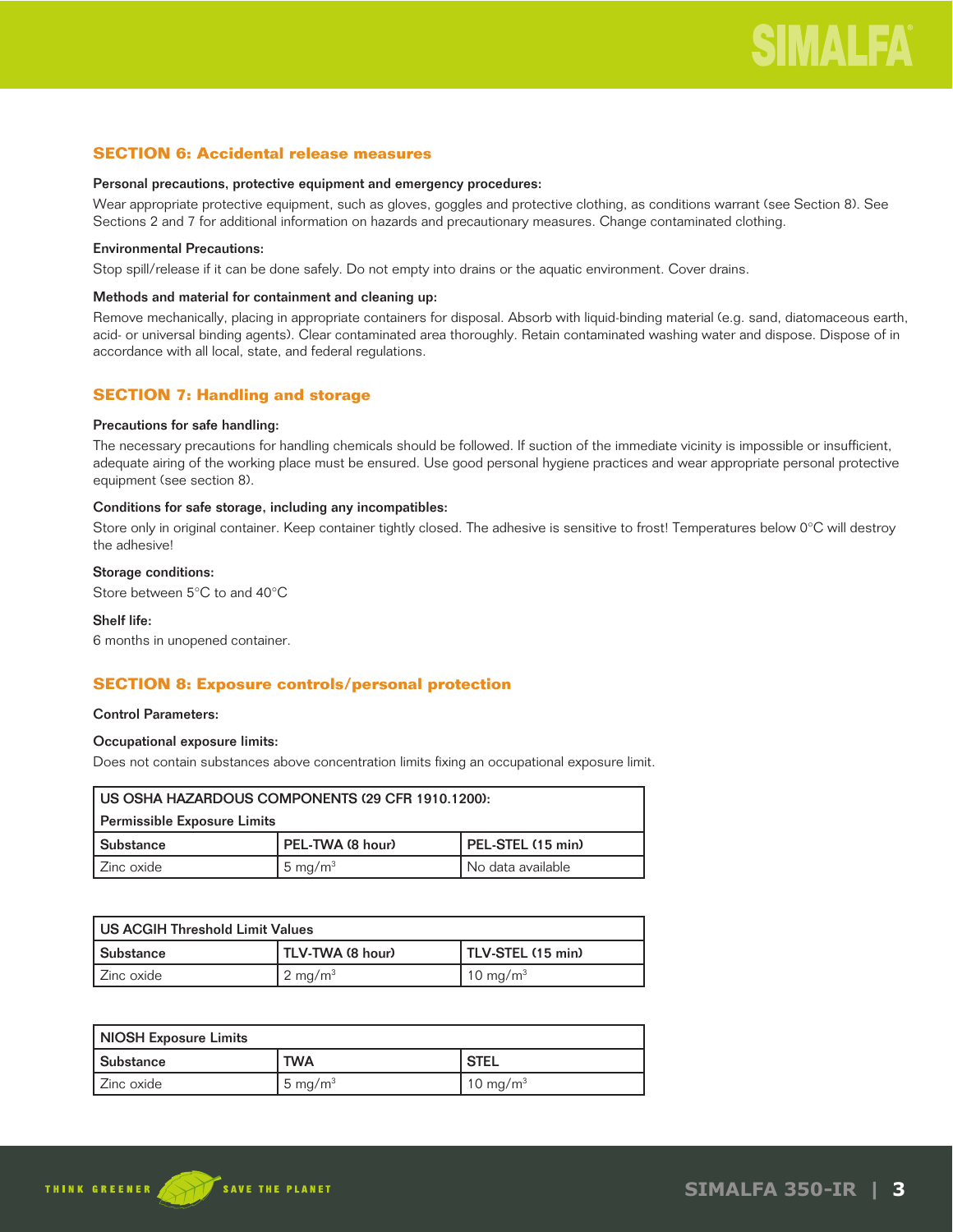## SECTION 6: Accidental release measures

**Personal precautions, protective equipment and emergency procedures:**

Wear appropriate protective equipment, such as gloves, goggles and protective clothing, as conditions warrant (see Section 8). See Sections 2 and 7 for additional information on hazards and precautionary measures. Change contaminated clothing.

**Environmental Precautions:**

Stop spill/release if it can be done safely. Do not empty into drains or the aquatic environment. Cover drains.

**Methods and material for containment and cleaning up:**

Remove mechanically, placing in appropriate containers for disposal. Absorb with liquid-binding material (e.g. sand, diatomaceous earth, acid- or universal binding agents). Clear contaminated area thoroughly. Retain contaminated washing water and dispose. Dispose of in accordance with all local, state, and federal regulations.

## SECTION 7: Handling and storage

**Precautions for safe handling:**

The necessary precautions for handling chemicals should be followed. If suction of the immediate vicinity is impossible or insufficient, adequate airing of the working place must be ensured. Use good personal hygiene practices and wear appropriate personal protective equipment (see section 8).

**Conditions for safe storage, including any incompatibles:**

Store only in original container. Keep container tightly closed. The adhesive is sensitive to frost! Temperatures below 0°C will destroy the adhesive!

**Storage conditions:**

Store between 5°C to and 40°C

**Shelf life:**

6 months in unopened container.

## SECTION 8: Exposure controls/personal protection

**Control Parameters:**

**Occupational exposure limits:**

Does not contain substances above concentration limits fixing an occupational exposure limit.

| US OSHA HAZARDOUS COMPONENTS (29 CFR 1910.1200): Permissible Exposure Limits | | |
|---|---|---|
| **Substance** | **PEL-TWA (8 hour)** | **PEL-STEL (15 min)** |
| Zinc oxide | 5 mg/m$^3$ | No data available |

| US ACGIH Threshold Limit Values | | |
|---|---|---|
| **Substance** | **TLV-TWA (8 hour)** | **TLV-STEL (15 min)** |
| Zinc oxide | 2 mg/m$^3$ | 10 mg/m$^3$ |

| NIOSH Exposure Limits | | |
|---|---|---|
| **Substance** | **TWA** | **STEL** |
| Zinc oxide | 5 mg/m$^3$ | 10 mg/m$^3$ |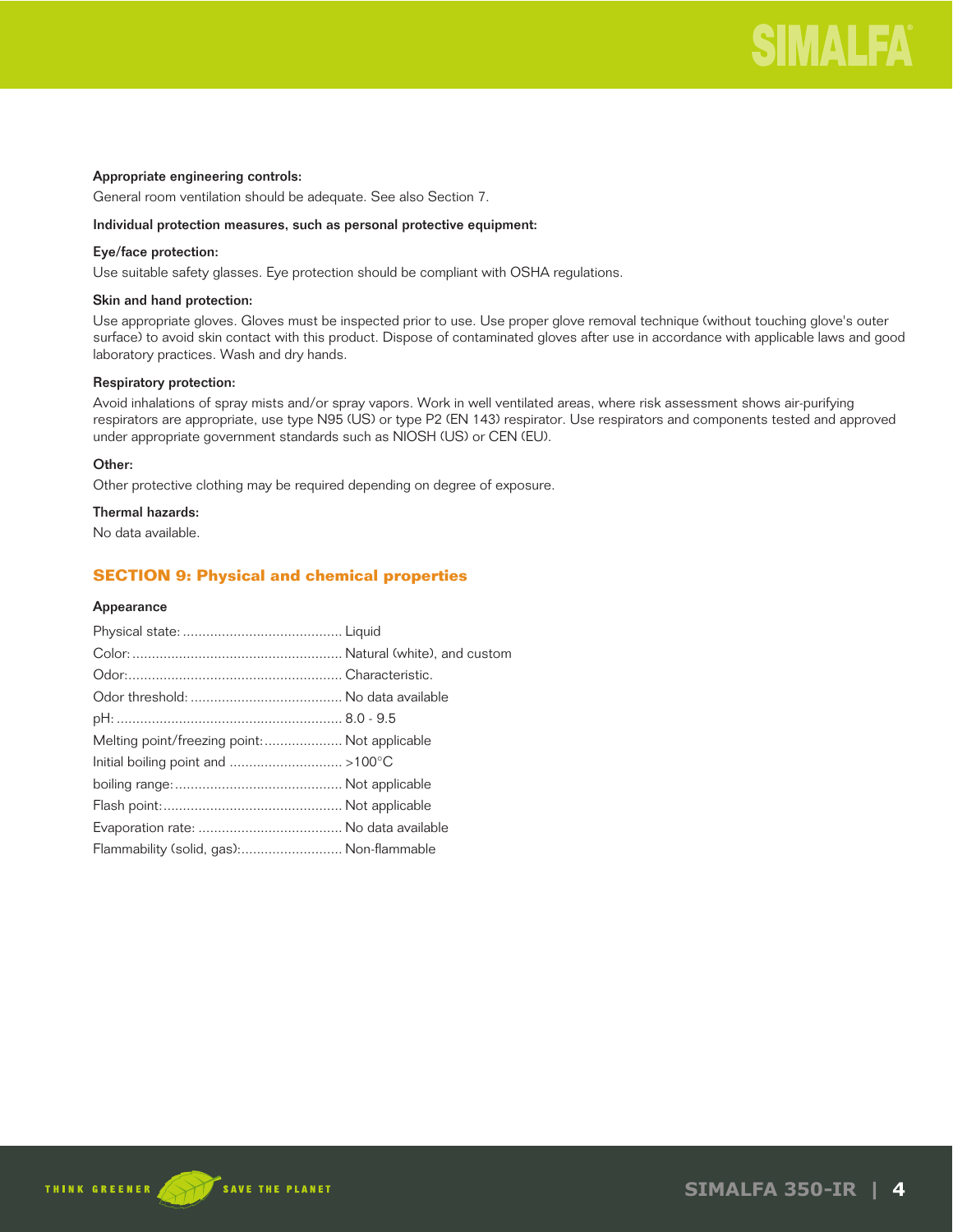**Appropriate engineering controls:**

General room ventilation should be adequate. See also Section 7.

**Individual protection measures, such as personal protective equipment:**

**Eye/face protection:**

Use suitable safety glasses. Eye protection should be compliant with OSHA regulations.

**Skin and hand protection:**

Use appropriate gloves. Gloves must be inspected prior to use. Use proper glove removal technique (without touching glove's outer surface) to avoid skin contact with this product. Dispose of contaminated gloves after use in accordance with applicable laws and good laboratory practices. Wash and dry hands.

**Respiratory protection:**

Avoid inhalations of spray mists and/or spray vapors. Work in well ventilated areas, where risk assessment shows air-purifying respirators are appropriate, use type N95 (US) or type P2 (EN 143) respirator. Use respirators and components tested and approved under appropriate government standards such as NIOSH (US) or CEN (EU).

**Other:**

Other protective clothing may be required depending on degree of exposure.

**Thermal hazards:**

No data available.

## SECTION 9: Physical and chemical properties

**Appearance**

Physical state: ......................................... Liquid

Color: ...................................................... Natural (white), and custom

Odor: ....................................................... Characteristic.

Odor threshold: ....................................... No data available

pH: .......................................................... 8.0 - 9.5

Melting point/freezing point: .................... Not applicable

Initial boiling point and ............................. >100°C

boiling range: ........................................... Not applicable

Flash point: .............................................. Not applicable

Evaporation rate: ..................................... No data available

Flammability (solid, gas): .......................... Non-flammable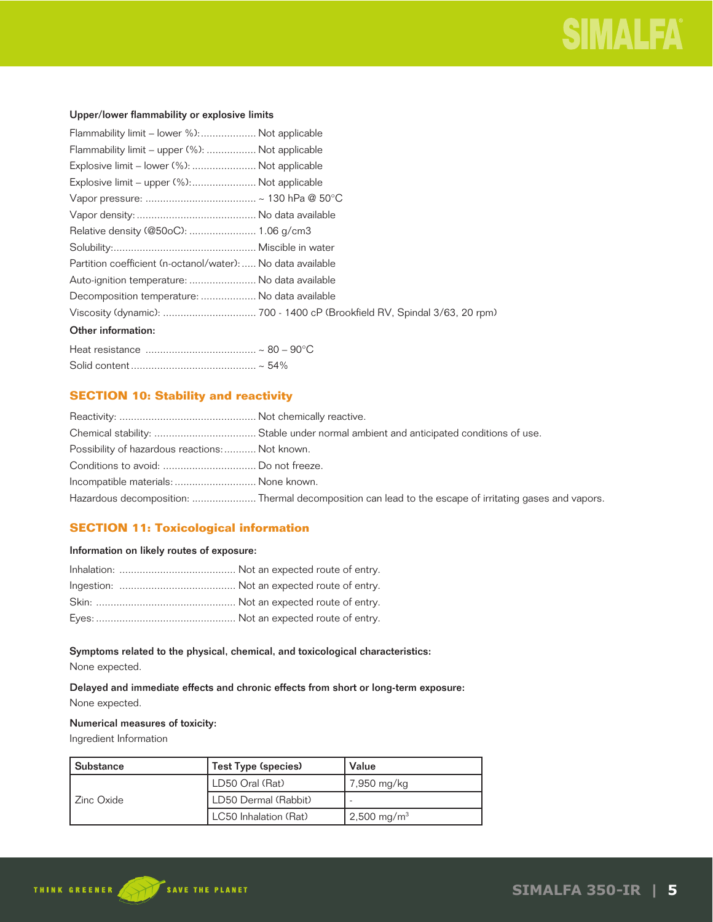#### Upper/lower flammability or explosive limits

Flammability limit – lower %):.................... Not applicable
Flammability limit – upper (%): ................. Not applicable
Explosive limit – lower (%): ...................... Not applicable
Explosive limit – upper (%):....................... Not applicable
Vapor pressure: ...................................... ~ 130 hPa @ 50°C
Vapor density: ......................................... No data available
Relative density (@50oC): ........................ 1.06 g/cm3
Solubility:................................................. Miscible in water
Partition coefficient (n-octanol/water): ..... No data available
Auto-ignition temperature: ........................ No data available
Decomposition temperature: ................... No data available
Viscosity (dynamic): ................................ 700 - 1400 cP (Brookfield RV, Spindal 3/63, 20 rpm)

#### Other information:

Heat resistance ...................................... ~ 80 – 90°C
Solid content........................................... ~ 54%

## SECTION 10: Stability and reactivity

Reactivity: ............................................... Not chemically reactive.
Chemical stability: ................................... Stable under normal ambient and anticipated conditions of use.
Possibility of hazardous reactions:........... Not known.
Conditions to avoid: ................................ Do not freeze.
Incompatible materials:............................ None known.
Hazardous decomposition: ...................... Thermal decomposition can lead to the escape of irritating gases and vapors.

## SECTION 11: Toxicological information

#### Information on likely routes of exposure:

Inhalation: ........................................ Not an expected route of entry.
Ingestion: ........................................ Not an expected route of entry.
Skin: ................................................ Not an expected route of entry.
Eyes: ................................................ Not an expected route of entry.

**Symptoms related to the physical, chemical, and toxicological characteristics:**
None expected.

**Delayed and immediate effects and chronic effects from short or long-term exposure:**
None expected.

**Numerical measures of toxicity:**
Ingredient Information

| Substance | Test Type (species) | Value |
|---|---|---|
| Zinc Oxide | LD50 Oral (Rat) | 7,950 mg/kg |
| | LD50 Dermal (Rabbit) | - |
| | LC50 Inhalation (Rat) | 2,500 mg/m$^3$ |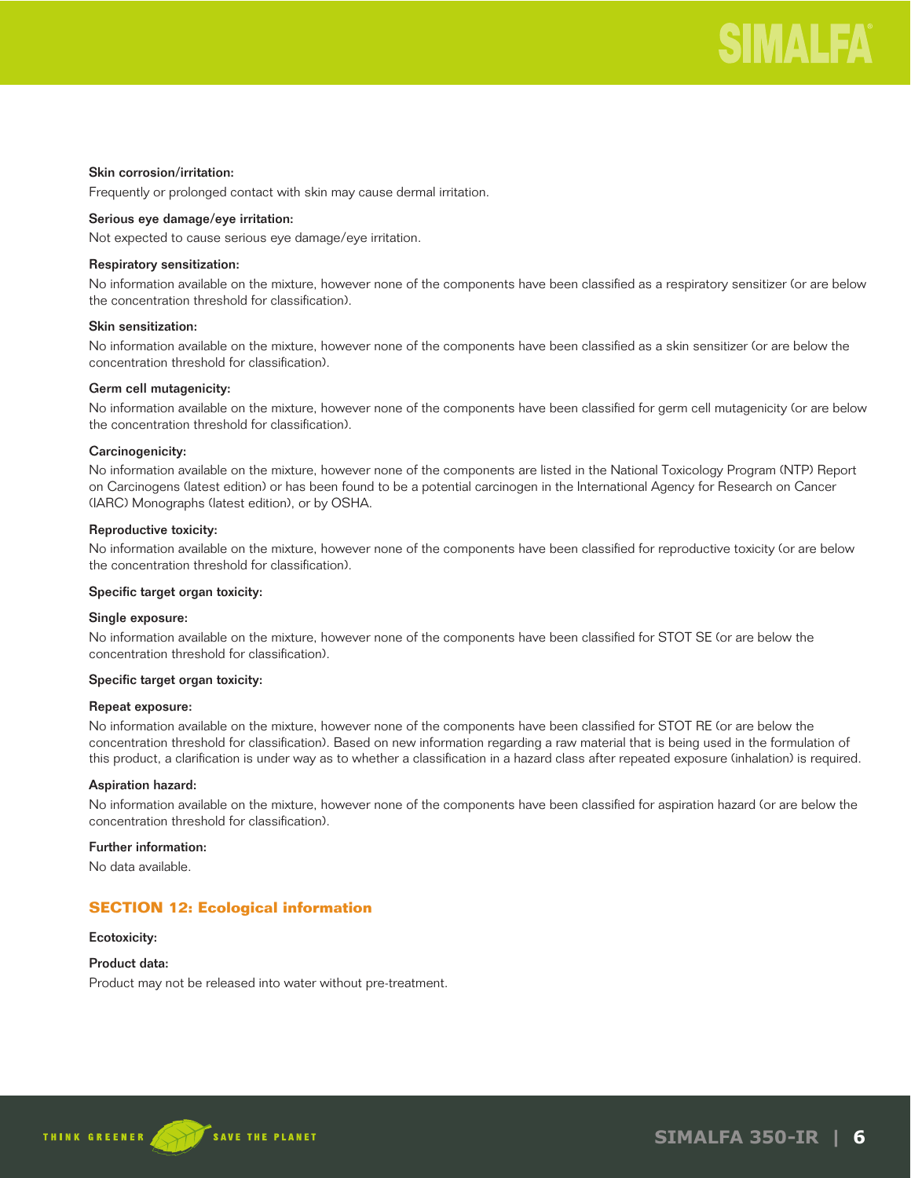**Skin corrosion/irritation:**

Frequently or prolonged contact with skin may cause dermal irritation.

**Serious eye damage/eye irritation:**

Not expected to cause serious eye damage/eye irritation.

**Respiratory sensitization:**

No information available on the mixture, however none of the components have been classified as a respiratory sensitizer (or are below the concentration threshold for classification).

**Skin sensitization:**

No information available on the mixture, however none of the components have been classified as a skin sensitizer (or are below the concentration threshold for classification).

**Germ cell mutagenicity:**

No information available on the mixture, however none of the components have been classified for germ cell mutagenicity (or are below the concentration threshold for classification).

**Carcinogenicity:**

No information available on the mixture, however none of the components are listed in the National Toxicology Program (NTP) Report on Carcinogens (latest edition) or has been found to be a potential carcinogen in the International Agency for Research on Cancer (IARC) Monographs (latest edition), or by OSHA.

**Reproductive toxicity:**

No information available on the mixture, however none of the components have been classified for reproductive toxicity (or are below the concentration threshold for classification).

**Specific target organ toxicity:**

**Single exposure:**

No information available on the mixture, however none of the components have been classified for STOT SE (or are below the concentration threshold for classification).

**Specific target organ toxicity:**

**Repeat exposure:**

No information available on the mixture, however none of the components have been classified for STOT RE (or are below the concentration threshold for classification). Based on new information regarding a raw material that is being used in the formulation of this product, a clarification is under way as to whether a classification in a hazard class after repeated exposure (inhalation) is required.

**Aspiration hazard:**

No information available on the mixture, however none of the components have been classified for aspiration hazard (or are below the concentration threshold for classification).

**Further information:**

No data available.

## SECTION 12: Ecological information

**Ecotoxicity:**

**Product data:**

Product may not be released into water without pre-treatment.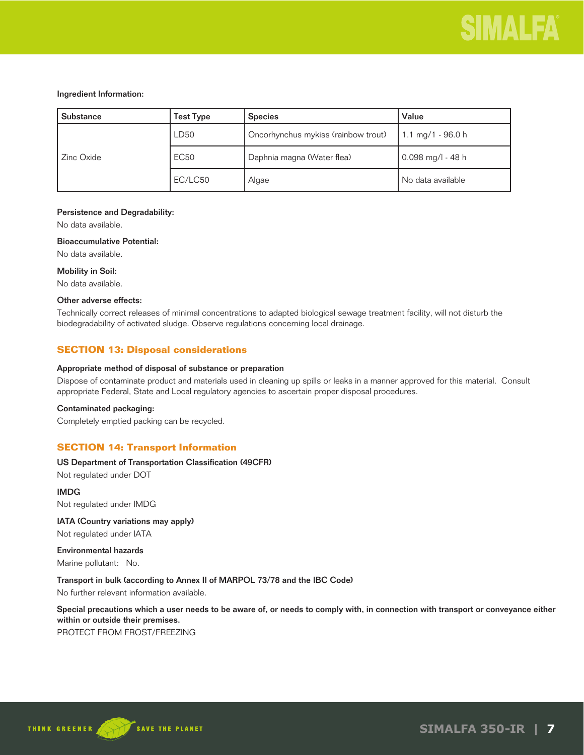Ingredient Information:

| Substance | Test Type | Species | Value |
|---|---|---|---|
| Zinc Oxide | LD50 | Oncorhynchus mykiss (rainbow trout) | 1.1 mg/1 - 96.0 h |
| | EC50 | Daphnia magna (Water flea) | 0.098 mg/l - 48 h |
| | EC/LC50 | Algae | No data available |

**Persistence and Degradability:**

No data available.

**Bioaccumulative Potential:**

No data available.

**Mobility in Soil:**

No data available.

**Other adverse effects:**

Technically correct releases of minimal concentrations to adapted biological sewage treatment facility, will not disturb the biodegradability of activated sludge. Observe regulations concerning local drainage.

## SECTION 13: Disposal considerations

**Appropriate method of disposal of substance or preparation**

Dispose of contaminate product and materials used in cleaning up spills or leaks in a manner approved for this material. Consult appropriate Federal, State and Local regulatory agencies to ascertain proper disposal procedures.

**Contaminated packaging:**

Completely emptied packing can be recycled.

## SECTION 14: Transport Information

**US Department of Transportation Classification (49CFR)**

Not regulated under DOT

**IMDG**

Not regulated under IMDG

**IATA (Country variations may apply)**

Not regulated under IATA

**Environmental hazards**

Marine pollutant: No.

**Transport in bulk (according to Annex II of MARPOL 73/78 and the IBC Code)**

No further relevant information available.

**Special precautions which a user needs to be aware of, or needs to comply with, in connection with transport or conveyance either within or outside their premises.**

PROTECT FROM FROST/FREEZING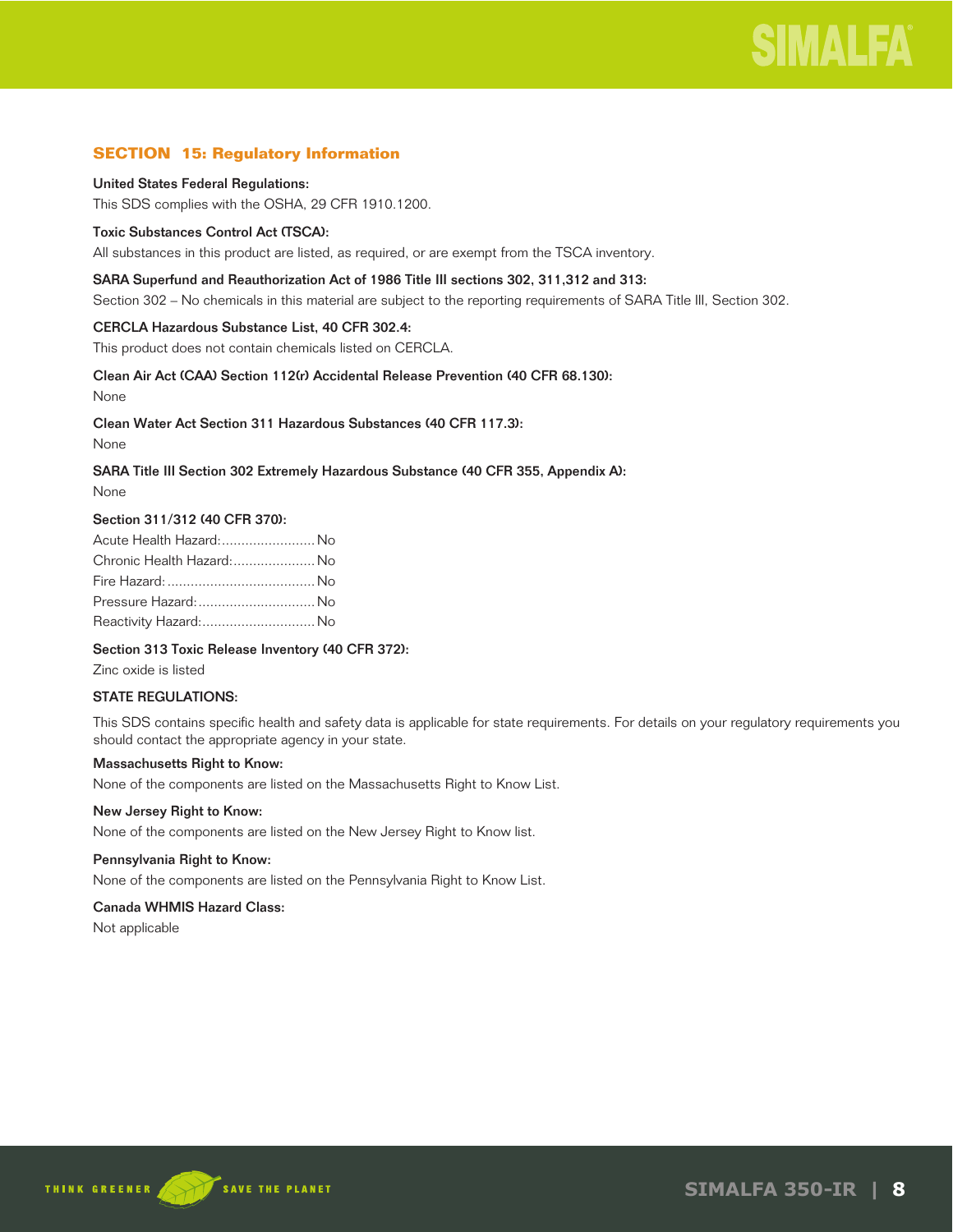## SECTION 15: Regulatory Information

**United States Federal Regulations:**

This SDS complies with the OSHA, 29 CFR 1910.1200.

**Toxic Substances Control Act (TSCA):**

All substances in this product are listed, as required, or are exempt from the TSCA inventory.

**SARA Superfund and Reauthorization Act of 1986 Title III sections 302, 311,312 and 313:**

Section 302 – No chemicals in this material are subject to the reporting requirements of SARA Title III, Section 302.

**CERCLA Hazardous Substance List, 40 CFR 302.4:**

This product does not contain chemicals listed on CERCLA.

**Clean Air Act (CAA) Section 112(r) Accidental Release Prevention (40 CFR 68.130):**

None

**Clean Water Act Section 311 Hazardous Substances (40 CFR 117.3):**

None

**SARA Title III Section 302 Extremely Hazardous Substance (40 CFR 355, Appendix A):**

None

**Section 311/312 (40 CFR 370):**

Acute Health Hazard:........................ No
Chronic Health Hazard:..................... No
Fire Hazard:...................................... No
Pressure Hazard:.............................. No
Reactivity Hazard:............................. No

**Section 313 Toxic Release Inventory (40 CFR 372):**

Zinc oxide is listed

**STATE REGULATIONS:**

This SDS contains specific health and safety data is applicable for state requirements. For details on your regulatory requirements you should contact the appropriate agency in your state.

**Massachusetts Right to Know:**

None of the components are listed on the Massachusetts Right to Know List.

**New Jersey Right to Know:**

None of the components are listed on the New Jersey Right to Know list.

**Pennsylvania Right to Know:**

None of the components are listed on the Pennsylvania Right to Know List.

**Canada WHMIS Hazard Class:**

Not applicable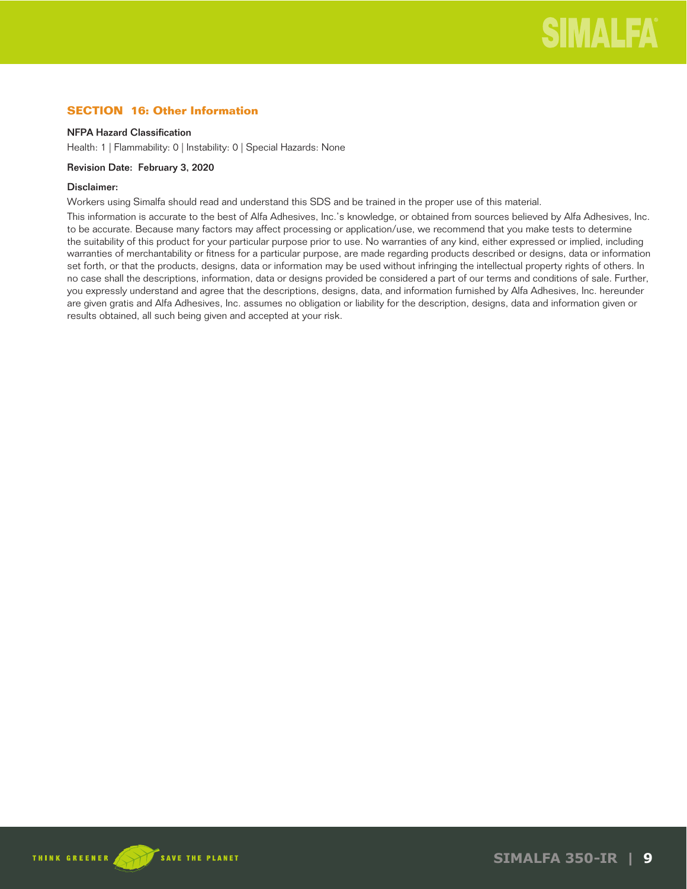## SECTION 16: Other Information

**NFPA Hazard Classification**

Health: 1 | Flammability: 0 | Instability: 0 | Special Hazards: None

**Revision Date: February 3, 2020**

**Disclaimer:**

Workers using Simalfa should read and understand this SDS and be trained in the proper use of this material.

This information is accurate to the best of Alfa Adhesives, Inc.'s knowledge, or obtained from sources believed by Alfa Adhesives, Inc. to be accurate. Because many factors may affect processing or application/use, we recommend that you make tests to determine the suitability of this product for your particular purpose prior to use. No warranties of any kind, either expressed or implied, including warranties of merchantability or fitness for a particular purpose, are made regarding products described or designs, data or information set forth, or that the products, designs, data or information may be used without infringing the intellectual property rights of others. In no case shall the descriptions, information, data or designs provided be considered a part of our terms and conditions of sale. Further, you expressly understand and agree that the descriptions, designs, data, and information furnished by Alfa Adhesives, Inc. hereunder are given gratis and Alfa Adhesives, Inc. assumes no obligation or liability for the description, designs, data and information given or results obtained, all such being given and accepted at your risk.